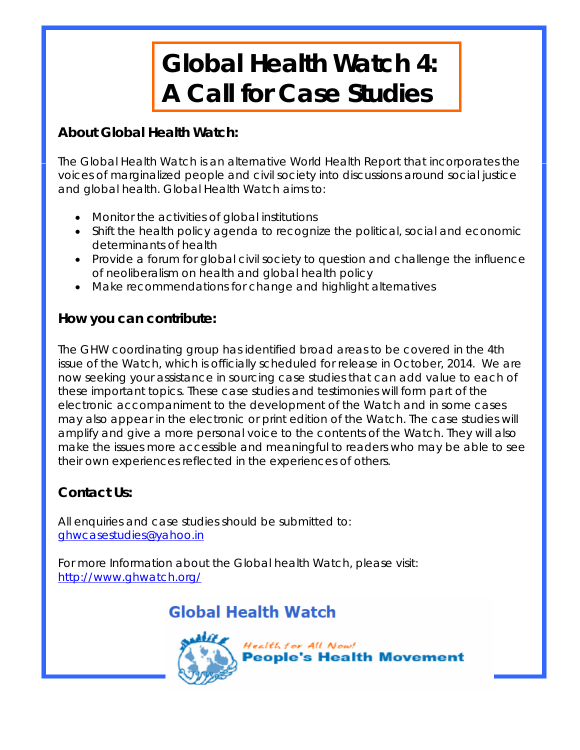# Global Health Watch 4: A Call for Case Studies

## About Global Health Watch:

The Global Health Watch is an alternative World Health Report that incorporates the voices of marginalized people and civil society into discussions around social justice and global health. Global Health Watch aims to:

- Monitor the activities of global institutions
- Shift the health policy agenda to recognize the political, social and economic determinants of health
- Provide a forum for global civil society to question and challenge the influence of neoliberalism on health and global health policy
- Make recommendations for change and highlight alternatives

## How you can contribute:

The GHW coordinating group has identified broad areas to be covered in the 4th issue of the Watch, which is officially scheduled for release in October, 2014. We are now seeking your assistance in sourcing case studies that can add value to each of these important topics. These case studies and testimonies will form part of the electronic accompaniment to the development of the Watch and in some cases may also appear in the electronic or print edition of the Watch. The case studies will amplify and give a more personal voice to the contents of the Watch. They will also make the issues more accessible and meaningful to readers who may be able to see their own experiences reflected in the experiences of others.

## Contact Us:

All enquiries and case studies should be submitted to:
[ghwcasestudies@yahoo.in](mailto:ghwcasestudies@yahoo.in)

For more Information about the Global health Watch, please visit:
[http://www.ghwatch.org/](http://www.ghwatch.org/)

Global Health Watch

Health for All Now!
People's Health Movement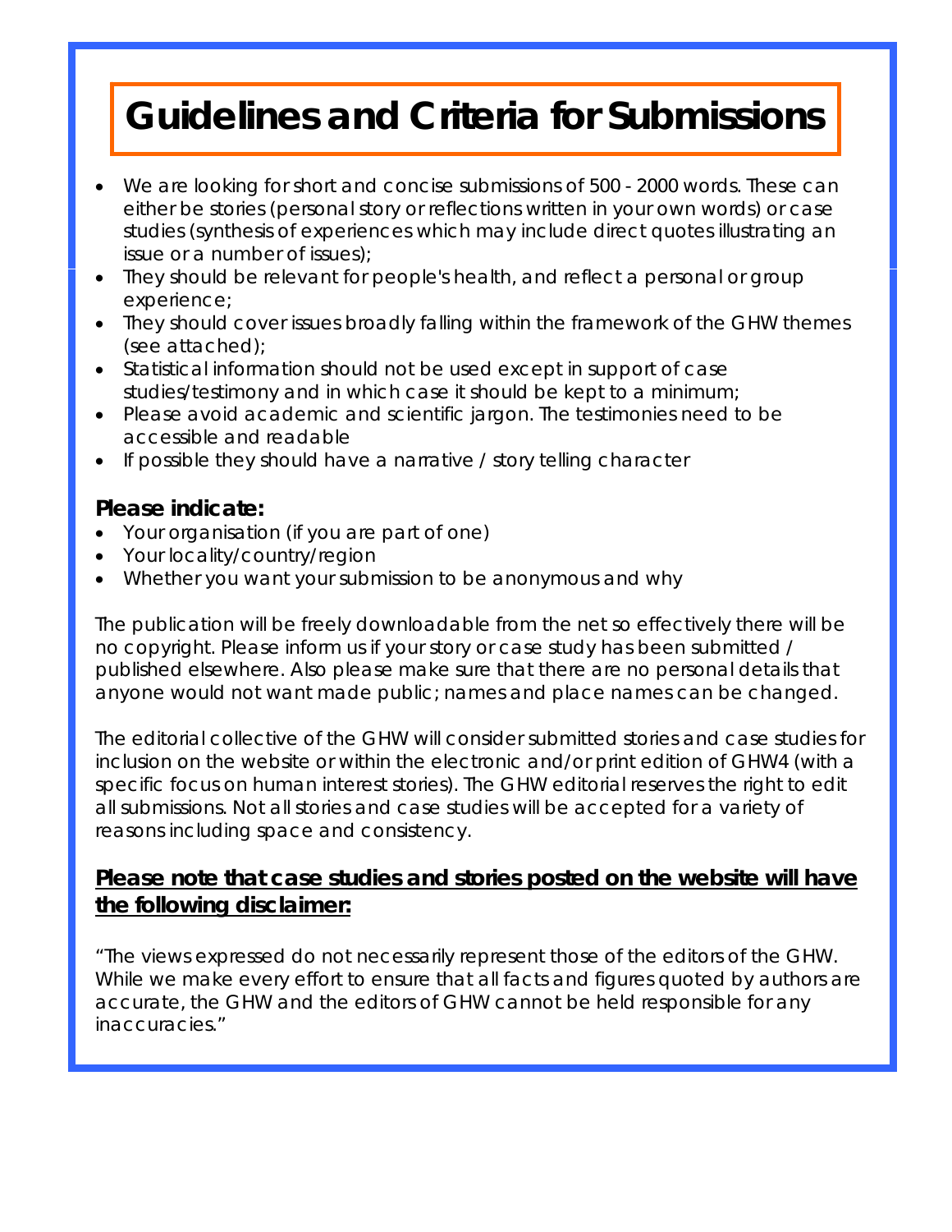# Guidelines and Criteria for Submissions

- We are looking for short and concise submissions of 500 - 2000 words. These can either be stories (personal story or reflections written in your own words) or case studies (synthesis of experiences which may include direct quotes illustrating an issue or a number of issues);
- They should be relevant for people's health, and reflect a personal or group experience;
- They should cover issues broadly falling within the framework of the GHW themes (see attached);
- Statistical information should not be used except in support of case studies/testimony and in which case it should be kept to a minimum;
- Please avoid academic and scientific jargon. The testimonies need to be accessible and readable
- If possible they should have a narrative / story telling character

### Please indicate:

- Your organisation (if you are part of one)
- Your locality/country/region
- Whether you want your submission to be anonymous and why

The publication will be freely downloadable from the net so effectively there will be no copyright. Please inform us if your story or case study has been submitted / published elsewhere. Also please make sure that there are no personal details that anyone would not want made public; names and place names can be changed.

The editorial collective of the GHW will consider submitted stories and case studies for inclusion on the website or within the electronic and/or print edition of GHW4 (with a specific focus on human interest stories). The GHW editorial reserves the right to edit all submissions. Not all stories and case studies will be accepted for a variety of reasons including space and consistency.

### Please note that case studies and stories posted on the website will have the following disclaimer:

"The views expressed do not necessarily represent those of the editors of the GHW. While we make every effort to ensure that all facts and figures quoted by authors are accurate, the GHW and the editors of GHW cannot be held responsible for any inaccuracies."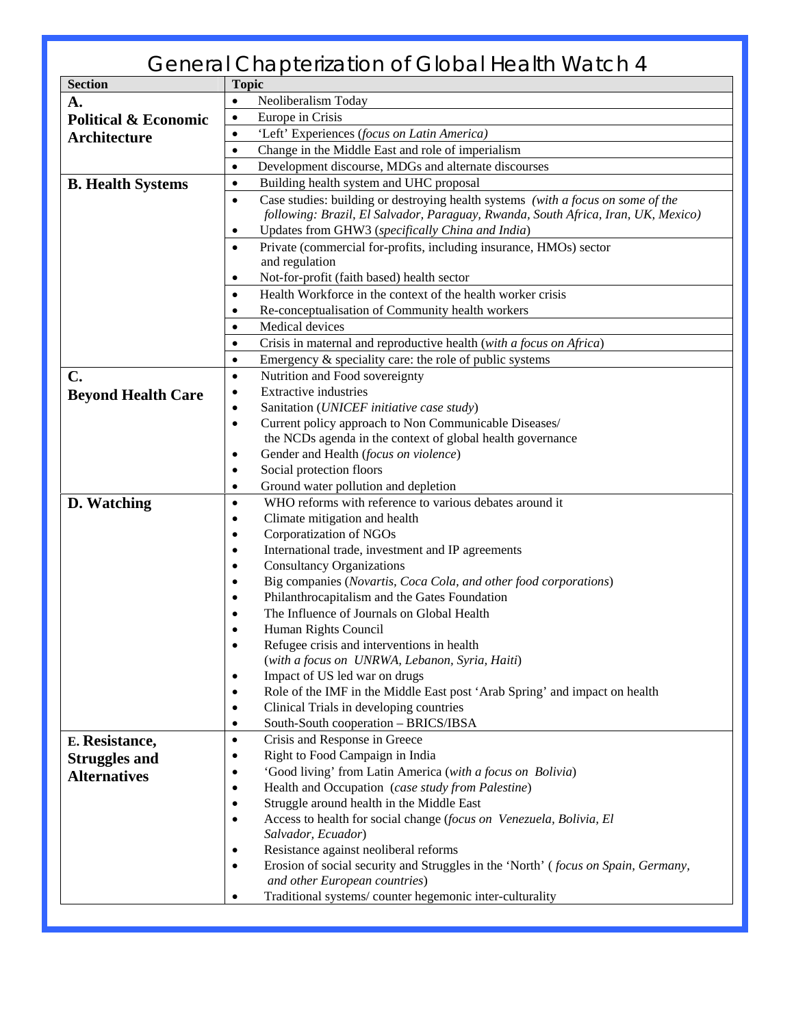# General Chapterization of Global Health Watch 4

| Section | Topic |
|---|---|
| **A. Political & Economic Architecture** | • Neoliberalism Today |
| | • Europe in Crisis |
| | • 'Left' Experiences (*focus on Latin America)* |
| | • Change in the Middle East and role of imperialism |
| | • Development discourse, MDGs and alternate discourses |
| **B. Health Systems** | • Building health system and UHC proposal |
| | • Case studies: building or destroying health systems *(with a focus on some of the following: Brazil, El Salvador, Paraguay, Rwanda, South Africa, Iran, UK, Mexico)* <br> • Updates from GHW3 (*specifically China and India*) |
| | • Private (commercial for-profits, including insurance, HMOs) sector and regulation <br> • Not-for-profit (faith based) health sector |
| | • Health Workforce in the context of the health worker crisis <br> • Re-conceptualisation of Community health workers |
| | • Medical devices |
| | • Crisis in maternal and reproductive health (*with a focus on Africa*) |
| | • Emergency & speciality care: the role of public systems |
| **C. Beyond Health Care** | • Nutrition and Food sovereignty <br> • Extractive industries <br> • Sanitation (*UNICEF initiative case study*) <br> • Current policy approach to Non Communicable Diseases/ the NCDs agenda in the context of global health governance <br> • Gender and Health (*focus on violence*) <br> • Social protection floors <br> • Ground water pollution and depletion |
| **D. Watching** | • WHO reforms with reference to various debates around it <br> • Climate mitigation and health <br> • Corporatization of NGOs <br> • International trade, investment and IP agreements <br> • Consultancy Organizations <br> • Big companies (*Novartis, Coca Cola, and other food corporations*) <br> • Philanthrocapitalism and the Gates Foundation <br> • The Influence of Journals on Global Health <br> • Human Rights Council <br> • Refugee crisis and interventions in health (*with a focus on UNRWA, Lebanon, Syria, Haiti*) <br> • Impact of US led war on drugs <br> • Role of the IMF in the Middle East post 'Arab Spring' and impact on health <br> • Clinical Trials in developing countries <br> • South-South cooperation – BRICS/IBSA |
| **E. Resistance, Struggles and Alternatives** | • Crisis and Response in Greece <br> • Right to Food Campaign in India <br> • 'Good living' from Latin America (*with a focus on Bolivia*) <br> • Health and Occupation (*case study from Palestine*) <br> • Struggle around health in the Middle East <br> • Access to health for social change (*focus on Venezuela, Bolivia, El Salvador, Ecuador*) <br> • Resistance against neoliberal reforms <br> • Erosion of social security and Struggles in the 'North' ( *focus on Spain, Germany, and other European countries*) <br> • Traditional systems/ counter hegemonic inter-culturality |